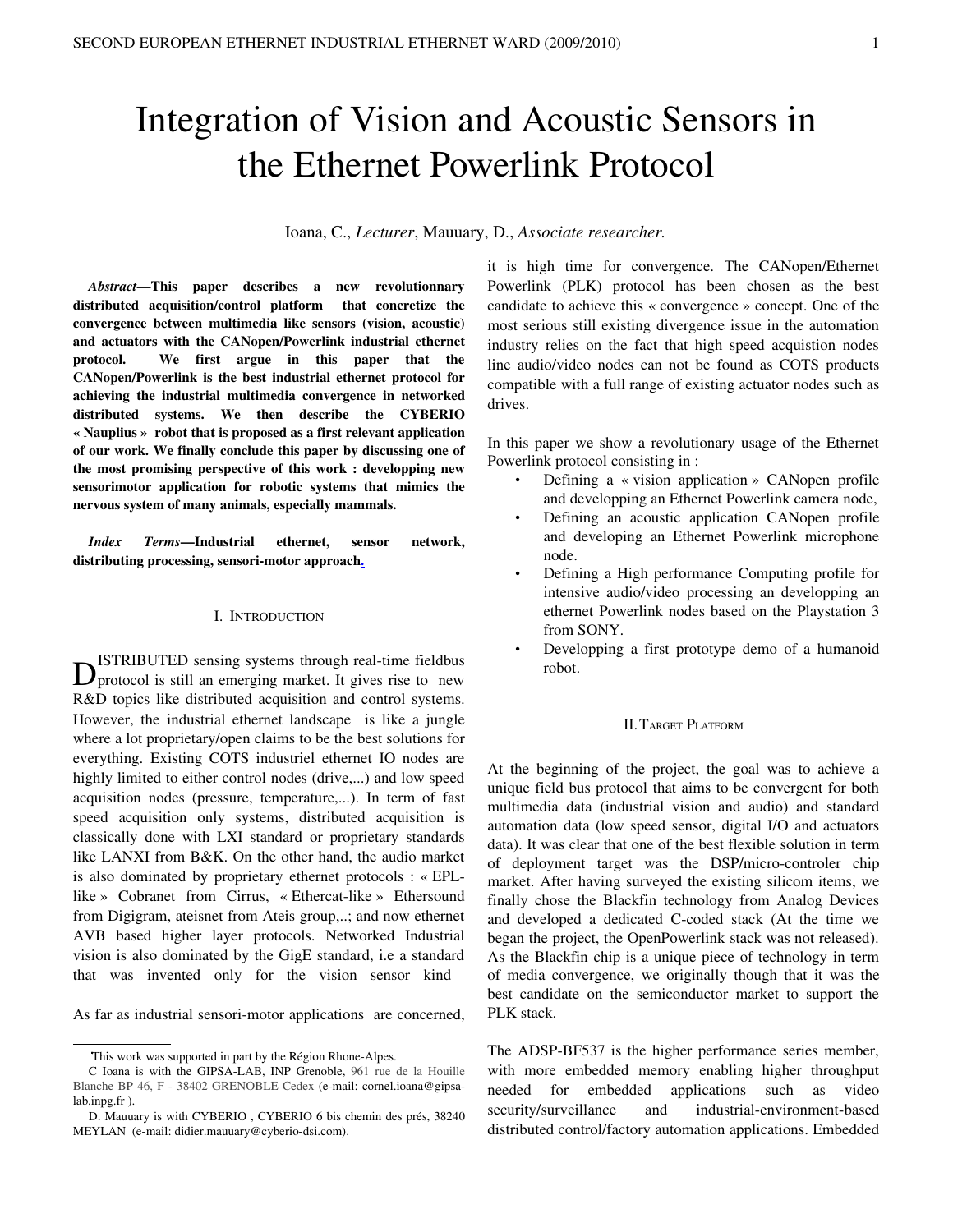# Integration of Vision and Acoustic Sensors in the Ethernet Powerlink Protocol

Ioana, C., *Lecturer*, Mauuary, D., *Associate researcher.*

***Abstract*—This paper describes a new revolutionnary distributed acquisition/control platform that concretize the convergence between multimedia like sensors (vision, acoustic) and actuators with the CANopen/Powerlink industrial ethernet protocol. We first argue in this paper that the CANopen/Powerlink is the best industrial ethernet protocol for achieving the industrial multimedia convergence in networked distributed systems. We then describe the CYBERIO « Nauplius » robot that is proposed as a first relevant application of our work. We finally conclude this paper by discussing one of the most promising perspective of this work : developping new sensorimotor application for robotic systems that mimics the nervous system of many animals, especially mammals.**

***Index Terms*—Industrial ethernet, sensor network, distributing processing, sensori-motor approach.**

## I. Introduction

DISTRIBUTED sensing systems through real-time fieldbus protocol is still an emerging market. It gives rise to new R&D topics like distributed acquisition and control systems. However, the industrial ethernet landscape is like a jungle where a lot proprietary/open claims to be the best solutions for everything. Existing COTS industriel ethernet IO nodes are highly limited to either control nodes (drive,...) and low speed acquisition nodes (pressure, temperature,...). In term of fast speed acquisition only systems, distributed acquisition is classically done with LXI standard or proprietary standards like LANXI from B&K. On the other hand, the audio market is also dominated by proprietary ethernet protocols : « EPL-like » Cobranet from Cirrus, « Ethercat-like » Ethersound from Digigram, ateisnet from Ateis group,..; and now ethernet AVB based higher layer protocols. Networked Industrial vision is also dominated by the GigE standard, i.e a standard that was invented only for the vision sensor kind

As far as industrial sensori-motor applications are concerned, it is high time for convergence. The CANopen/Ethernet Powerlink (PLK) protocol has been chosen as the best candidate to achieve this « convergence » concept. One of the most serious still existing divergence issue in the automation industry relies on the fact that high speed acquistion nodes line audio/video nodes can not be found as COTS products compatible with a full range of existing actuator nodes such as drives.

In this paper we show a revolutionary usage of the Ethernet Powerlink protocol consisting in :

- Defining a « vision application » CANopen profile and developping an Ethernet Powerlink camera node,
- Defining an acoustic application CANopen profile and developing an Ethernet Powerlink microphone node.
- Defining a High performance Computing profile for intensive audio/video processing an developping an ethernet Powerlink nodes based on the Playstation 3 from SONY.
- Developping a first prototype demo of a humanoid robot.

## II. Target Platform

At the beginning of the project, the goal was to achieve a unique field bus protocol that aims to be convergent for both multimedia data (industrial vision and audio) and standard automation data (low speed sensor, digital I/O and actuators data). It was clear that one of the best flexible solution in term of deployment target was the DSP/micro-controler chip market. After having surveyed the existing silicom items, we finally chose the Blackfin technology from Analog Devices and developed a dedicated C-coded stack (At the time we began the project, the OpenPowerlink stack was not released). As the Blackfin chip is a unique piece of technology in term of media convergence, we originally though that it was the best candidate on the semiconductor market to support the PLK stack.

The ADSP-BF537 is the higher performance series member, with more embedded memory enabling higher throughput needed for embedded applications such as video security/surveillance and industrial-environment-based distributed control/factory automation applications. Embedded

---

This work was supported in part by the Région Rhone-Alpes.

C Ioana is with the GIPSA-LAB, INP Grenoble, 961 rue de la Houille Blanche BP 46, F - 38402 GRENOBLE Cedex (e-mail: cornel.ioana@gipsa-lab.inpg.fr ).

D. Mauuary is with CYBERIO , CYBERIO 6 bis chemin des prés, 38240 MEYLAN (e-mail: didier.mauuary@cyberio-dsi.com).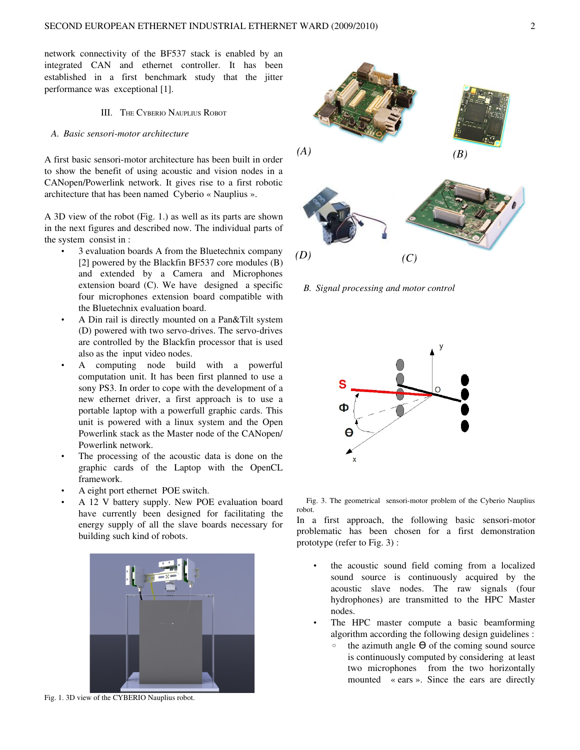network connectivity of the BF537 stack is enabled by an integrated CAN and ethernet controller. It has been established in a first benchmark study that the jitter performance was exceptional [1].

## III. The Cyberio Nauplius Robot

### A. Basic sensori-motor architecture

A first basic sensori-motor architecture has been built in order to show the benefit of using acoustic and vision nodes in a CANopen/Powerlink network. It gives rise to a first robotic architecture that has been named Cyberio « Nauplius ».

A 3D view of the robot (Fig. 1.) as well as its parts are shown in the next figures and described now. The individual parts of the system consist in :

- 3 evaluation boards A from the Bluetechnix company [2] powered by the Blackfin BF537 core modules (B) and extended by a Camera and Microphones extension board (C). We have designed a specific four microphones extension board compatible with the Bluetechnix evaluation board.
- A Din rail is directly mounted on a Pan&Tilt system (D) powered with two servo-drives. The servo-drives are controlled by the Blackfin processor that is used also as the input video nodes.
- A computing node build with a powerful computation unit. It has been first planned to use a sony PS3. In order to cope with the development of a new ethernet driver, a first approach is to use a portable laptop with a powerfull graphic cards. This unit is powered with a linux system and the Open Powerlink stack as the Master node of the CANopen/ Powerlink network.
- The processing of the acoustic data is done on the graphic cards of the Laptop with the OpenCL framework.
- A eight port ethernet POE switch.
- A 12 V battery supply. New POE evaluation board have currently been designed for facilitating the energy supply of all the slave boards necessary for building such kind of robots.

Fig. 1. 3D view of the CYBERIO Nauplius robot.

(A) (B) (D) (C)

### B. Signal processing and motor control

Fig. 3. The geometrical sensori-motor problem of the Cyberio Nauplius robot.

In a first approach, the following basic sensori-motor problematic has been chosen for a first demonstration prototype (refer to Fig. 3) :

- the acoustic sound field coming from a localized sound source is continuously acquired by the acoustic slave nodes. The raw signals (four hydrophones) are transmitted to the HPC Master nodes.
- The HPC master compute a basic beamforming algorithm according the following design guidelines :
    - the azimuth angle $\Theta$ of the coming sound source is continuously computed by considering at least two microphones from the two horizontally mounted « ears ». Since the ears are directly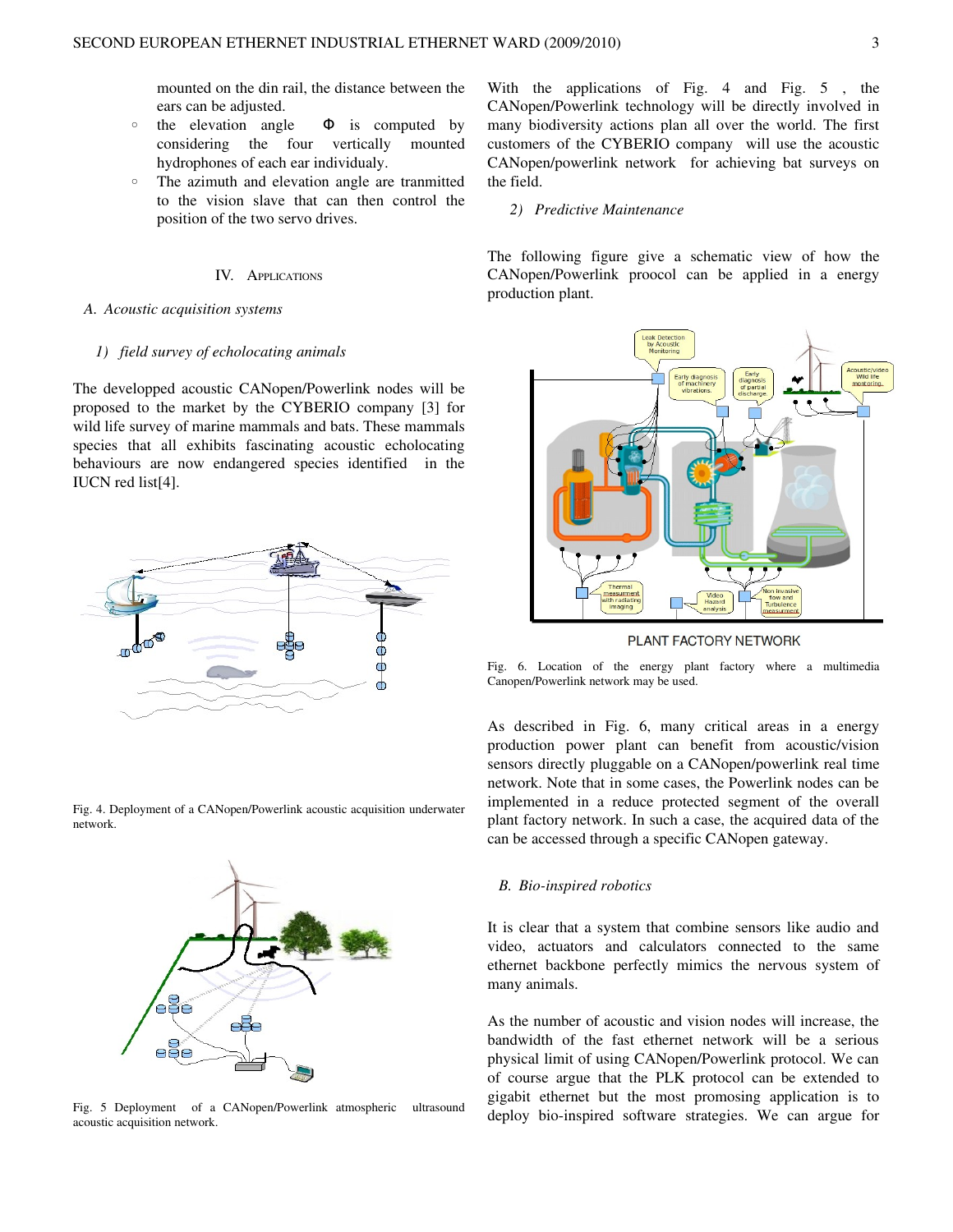mounted on the din rail, the distance between the ears can be adjusted.

- the elevation angle $\Phi$ is computed by considering the four vertically mounted hydrophones of each ear individualy.
- The azimuth and elevation angle are tranmitted to the vision slave that can then control the position of the two servo drives.

## IV. Applications

### A. Acoustic acquisition systems

#### 1) field survey of echolocating animals

The developped acoustic CANopen/Powerlink nodes will be proposed to the market by the CYBERIO company [3] for wild life survey of marine mammals and bats. These mammals species that all exhibits fascinating acoustic echolocating behaviours are now endangered species identified in the IUCN red list[4].

Fig. 4. Deployment of a CANopen/Powerlink acoustic acquisition underwater network.

Fig. 5 Deployment of a CANopen/Powerlink atmospheric ultrasound acoustic acquisition network.

With the applications of Fig. 4 and Fig. 5 , the CANopen/Powerlink technology will be directly involved in many biodiversity actions plan all over the world. The first customers of the CYBERIO company will use the acoustic CANopen/powerlink network for achieving bat surveys on the field.

#### 2) Predictive Maintenance

The following figure give a schematic view of how the CANopen/Powerlink proocol can be applied in a energy production plant.

Fig. 6. Location of the energy plant factory where a multimedia Canopen/Powerlink network may be used.

As described in Fig. 6, many critical areas in a energy production power plant can benefit from acoustic/vision sensors directly pluggable on a CANopen/powerlink real time network. Note that in some cases, the Powerlink nodes can be implemented in a reduce protected segment of the overall plant factory network. In such a case, the acquired data of the can be accessed through a specific CANopen gateway.

### B. Bio-inspired robotics

It is clear that a system that combine sensors like audio and video, actuators and calculators connected to the same ethernet backbone perfectly mimics the nervous system of many animals.

As the number of acoustic and vision nodes will increase, the bandwidth of the fast ethernet network will be a serious physical limit of using CANopen/Powerlink protocol. We can of course argue that the PLK protocol can be extended to gigabit ethernet but the most promosing application is to deploy bio-inspired software strategies. We can argue for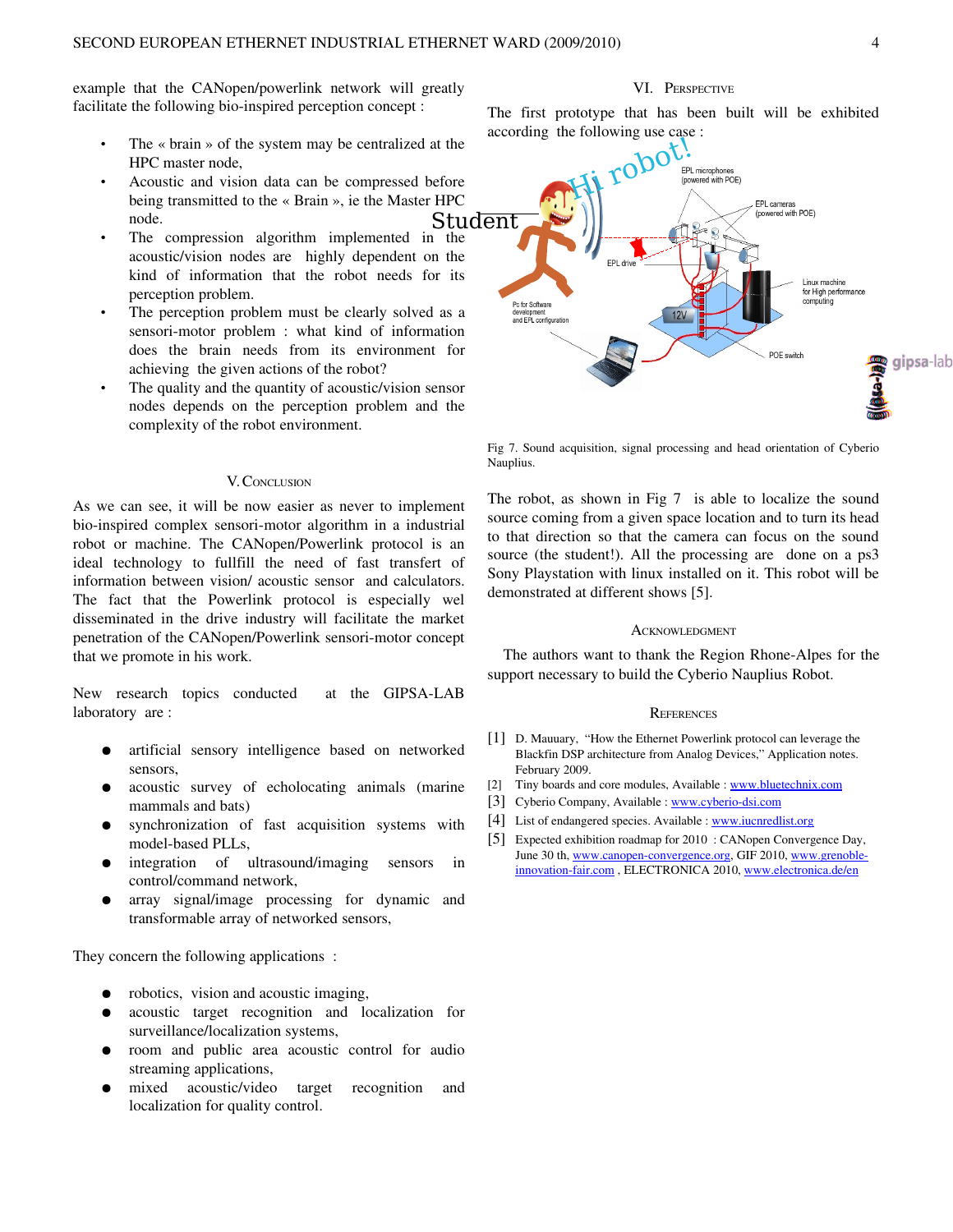example that the CANopen/powerlink network will greatly facilitate the following bio-inspired perception concept :

- The « brain » of the system may be centralized at the HPC master node,
- Acoustic and vision data can be compressed before being transmitted to the « Brain », ie the Master HPC node.
- The compression algorithm implemented in the acoustic/vision nodes are highly dependent on the kind of information that the robot needs for its perception problem.
- The perception problem must be clearly solved as a sensori-motor problem : what kind of information does the brain needs from its environment for achieving the given actions of the robot?
- The quality and the quantity of acoustic/vision sensor nodes depends on the perception problem and the complexity of the robot environment.

## V. Conclusion

As we can see, it will be now easier as never to implement bio-inspired complex sensori-motor algorithm in a industrial robot or machine. The CANopen/Powerlink protocol is an ideal technology to fullfill the need of fast transfert of information between vision/ acoustic sensor and calculators. The fact that the Powerlink protocol is especially wel disseminated in the drive industry will facilitate the market penetration of the CANopen/Powerlink sensori-motor concept that we promote in his work.

New research topics conducted at the GIPSA-LAB laboratory are :

- artificial sensory intelligence based on networked sensors,
- acoustic survey of echolocating animals (marine mammals and bats)
- synchronization of fast acquisition systems with model-based PLLs,
- integration of ultrasound/imaging sensors in control/command network,
- array signal/image processing for dynamic and transformable array of networked sensors,

They concern the following applications :

- robotics, vision and acoustic imaging,
- acoustic target recognition and localization for surveillance/localization systems,
- room and public area acoustic control for audio streaming applications,
- mixed acoustic/video target recognition and localization for quality control.

## VI. Perspective

The first prototype that has been built will be exhibited according the following use case :

Hi robot!
Student
EPL microphones (powered with POE)
EPL cameras (powered with POE)
EPL drive
Linux machine for High performance computing
Pc for Software development and EPL configuration
12V
POE switch
gipsa-lab

Fig 7. Sound acquisition, signal processing and head orientation of Cyberio Nauplius.

The robot, as shown in Fig 7 is able to localize the sound source coming from a given space location and to turn its head to that direction so that the camera can focus on the sound source (the student!). All the processing are done on a ps3 Sony Playstation with linux installed on it. This robot will be demonstrated at different shows [5].

## Acknowledgment

The authors want to thank the Region Rhone-Alpes for the support necessary to build the Cyberio Nauplius Robot.

## References

[1] D. Mauuary, "How the Ethernet Powerlink protocol can leverage the Blackfin DSP architecture from Analog Devices," Application notes. February 2009.

[2] Tiny boards and core modules, Available : www.bluetechnix.com

[3] Cyberio Company, Available : www.cyberio-dsi.com

[4] List of endangered species. Available : www.iucnredlist.org

[5] Expected exhibition roadmap for 2010 : CANopen Convergence Day, June 30 th, www.canopen-convergence.org, GIF 2010, www.grenoble-innovation-fair.com , ELECTRONICA 2010, www.electronica.de/en